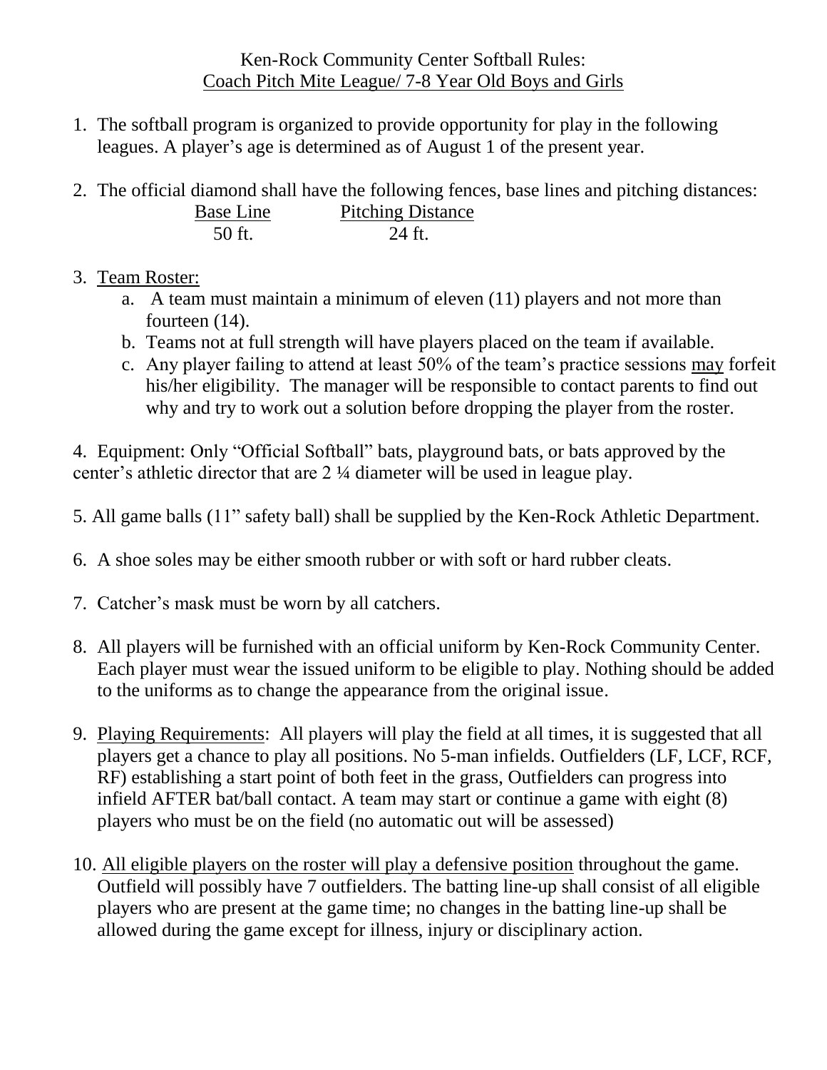# Ken-Rock Community Center Softball Rules:
## Coach Pitch Mite League/ 7-8 Year Old Boys and Girls

1. The softball program is organized to provide opportunity for play in the following leagues. A player's age is determined as of August 1 of the present year.

2. The official diamond shall have the following fences, base lines and pitching distances:

| Base Line | Pitching Distance |
|---|---|
| 50 ft. | 24 ft. |

3. Team Roster:
   a. A team must maintain a minimum of eleven (11) players and not more than fourteen (14).
   b. Teams not at full strength will have players placed on the team if available.
   c. Any player failing to attend at least 50% of the team's practice sessions may forfeit his/her eligibility. The manager will be responsible to contact parents to find out why and try to work out a solution before dropping the player from the roster.

4. Equipment: Only "Official Softball" bats, playground bats, or bats approved by the center's athletic director that are 2 ¼ diameter will be used in league play.

5. All game balls (11" safety ball) shall be supplied by the Ken-Rock Athletic Department.

6. A shoe soles may be either smooth rubber or with soft or hard rubber cleats.

7. Catcher's mask must be worn by all catchers.

8. All players will be furnished with an official uniform by Ken-Rock Community Center. Each player must wear the issued uniform to be eligible to play. Nothing should be added to the uniforms as to change the appearance from the original issue.

9. Playing Requirements: All players will play the field at all times, it is suggested that all players get a chance to play all positions. No 5-man infields. Outfielders (LF, LCF, RCF, RF) establishing a start point of both feet in the grass, Outfielders can progress into infield AFTER bat/ball contact. A team may start or continue a game with eight (8) players who must be on the field (no automatic out will be assessed)

10. All eligible players on the roster will play a defensive position throughout the game. Outfield will possibly have 7 outfielders. The batting line-up shall consist of all eligible players who are present at the game time; no changes in the batting line-up shall be allowed during the game except for illness, injury or disciplinary action.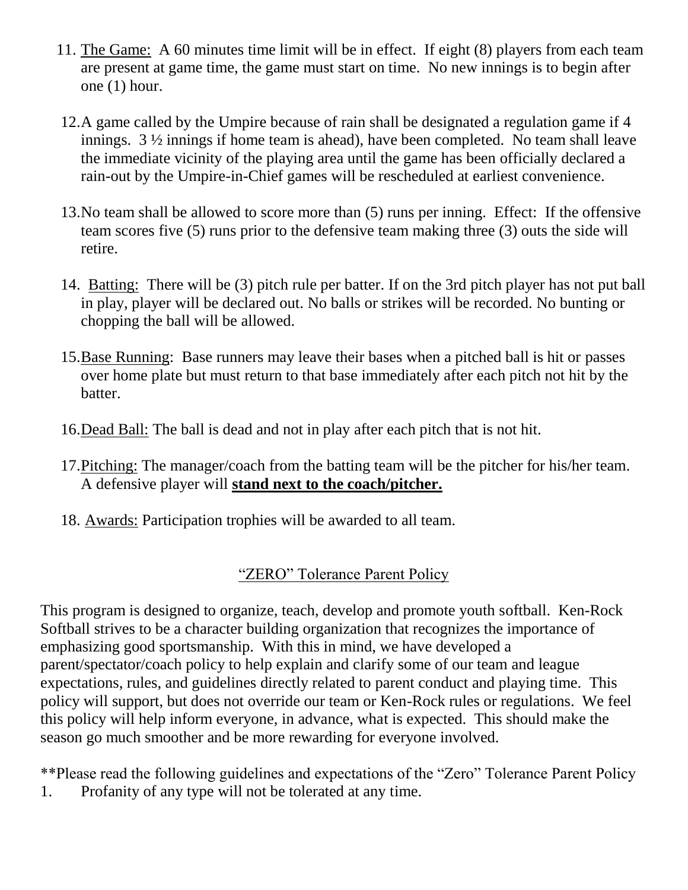11. The Game: A 60 minutes time limit will be in effect. If eight (8) players from each team are present at game time, the game must start on time. No new innings is to begin after one (1) hour.
12. A game called by the Umpire because of rain shall be designated a regulation game if 4 innings. 3 ½ innings if home team is ahead), have been completed. No team shall leave the immediate vicinity of the playing area until the game has been officially declared a rain-out by the Umpire-in-Chief games will be rescheduled at earliest convenience.
13. No team shall be allowed to score more than (5) runs per inning. Effect: If the offensive team scores five (5) runs prior to the defensive team making three (3) outs the side will retire.
14. Batting: There will be (3) pitch rule per batter. If on the 3rd pitch player has not put ball in play, player will be declared out. No balls or strikes will be recorded. No bunting or chopping the ball will be allowed.
15. Base Running: Base runners may leave their bases when a pitched ball is hit or passes over home plate but must return to that base immediately after each pitch not hit by the batter.
16. Dead Ball: The ball is dead and not in play after each pitch that is not hit.
17. Pitching: The manager/coach from the batting team will be the pitcher for his/her team. A defensive player will **stand next to the coach/pitcher.**
18. Awards: Participation trophies will be awarded to all team.

## "ZERO" Tolerance Parent Policy

This program is designed to organize, teach, develop and promote youth softball. Ken-Rock Softball strives to be a character building organization that recognizes the importance of emphasizing good sportsmanship. With this in mind, we have developed a parent/spectator/coach policy to help explain and clarify some of our team and league expectations, rules, and guidelines directly related to parent conduct and playing time. This policy will support, but does not override our team or Ken-Rock rules or regulations. We feel this policy will help inform everyone, in advance, what is expected. This should make the season go much smoother and be more rewarding for everyone involved.

**Please read the following guidelines and expectations of the "Zero" Tolerance Parent Policy

1. Profanity of any type will not be tolerated at any time.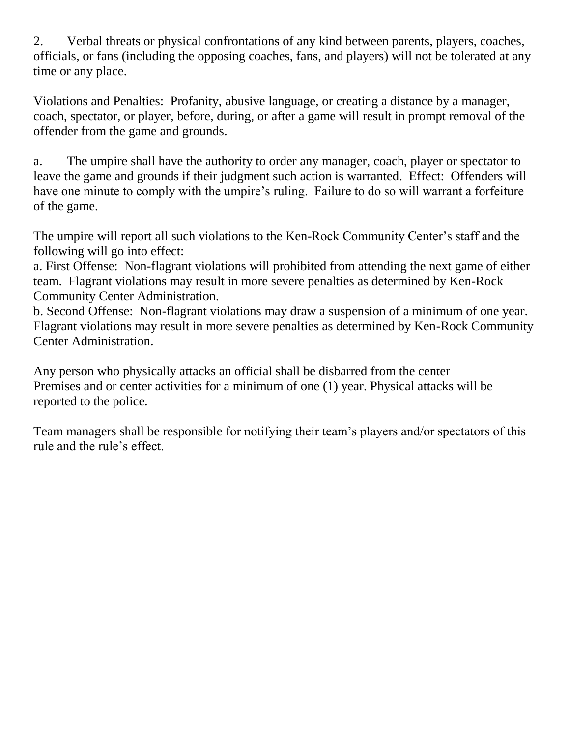2. Verbal threats or physical confrontations of any kind between parents, players, coaches, officials, or fans (including the opposing coaches, fans, and players) will not be tolerated at any time or any place.

Violations and Penalties: Profanity, abusive language, or creating a distance by a manager, coach, spectator, or player, before, during, or after a game will result in prompt removal of the offender from the game and grounds.

a. The umpire shall have the authority to order any manager, coach, player or spectator to leave the game and grounds if their judgment such action is warranted. Effect: Offenders will have one minute to comply with the umpire's ruling. Failure to do so will warrant a forfeiture of the game.

The umpire will report all such violations to the Ken-Rock Community Center's staff and the following will go into effect:
a. First Offense: Non-flagrant violations will prohibited from attending the next game of either team. Flagrant violations may result in more severe penalties as determined by Ken-Rock Community Center Administration.
b. Second Offense: Non-flagrant violations may draw a suspension of a minimum of one year. Flagrant violations may result in more severe penalties as determined by Ken-Rock Community Center Administration.

Any person who physically attacks an official shall be disbarred from the center Premises and or center activities for a minimum of one (1) year. Physical attacks will be reported to the police.

Team managers shall be responsible for notifying their team's players and/or spectators of this rule and the rule's effect.